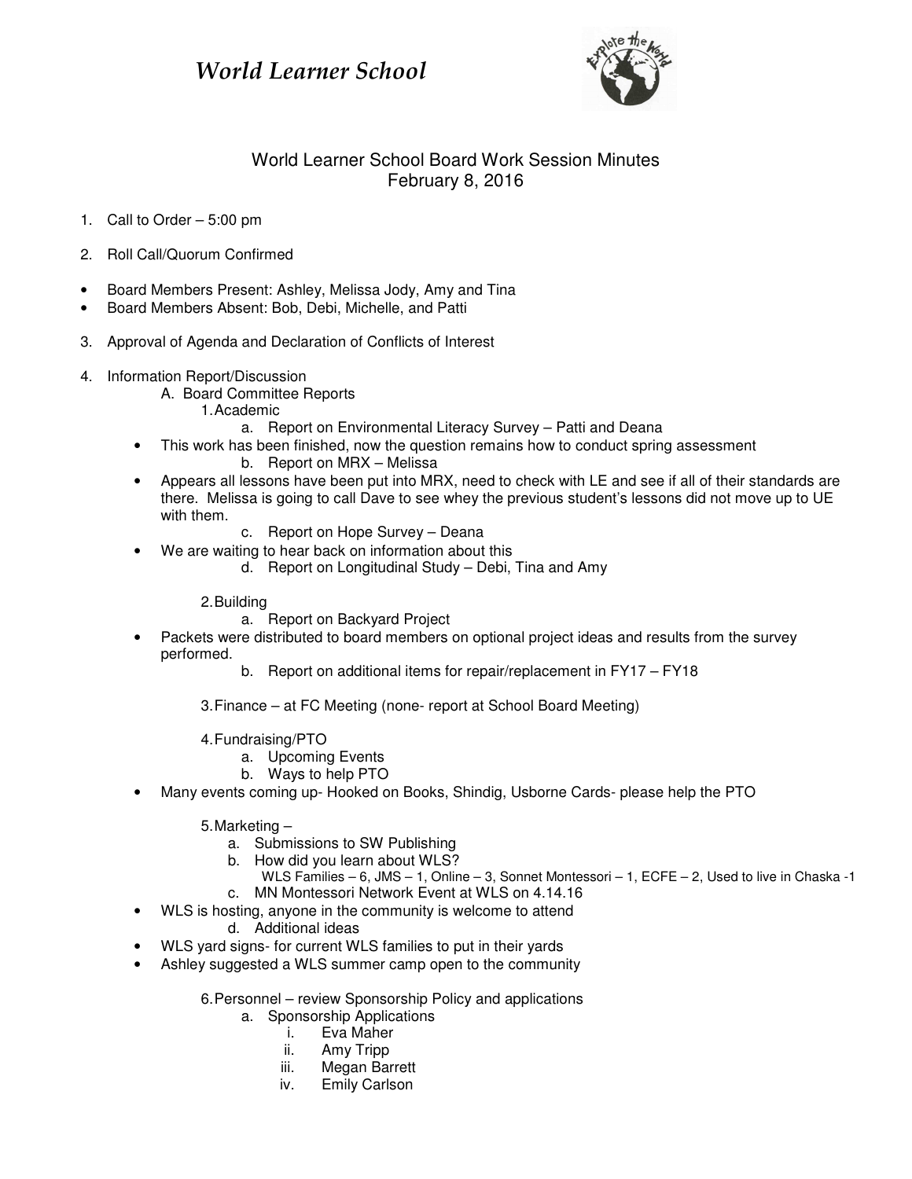# *World Learner School*

## World Learner School Board Work Session Minutes
February 8, 2016

1. Call to Order – 5:00 pm

2. Roll Call/Quorum Confirmed

- Board Members Present: Ashley, Melissa Jody, Amy and Tina
- Board Members Absent: Bob, Debi, Michelle, and Patti

3. Approval of Agenda and Declaration of Conflicts of Interest

4. Information Report/Discussion
   - A. Board Committee Reports
     1. Academic
        - a. Report on Environmental Literacy Survey – Patti and Deana
          - This work has been finished, now the question remains how to conduct spring assessment
        - b. Report on MRX – Melissa
          - Appears all lessons have been put into MRX, need to check with LE and see if all of their standards are there. Melissa is going to call Dave to see whey the previous student's lessons did not move up to UE with them.
        - c. Report on Hope Survey – Deana
          - We are waiting to hear back on information about this
        - d. Report on Longitudinal Study – Debi, Tina and Amy
     2. Building
        - a. Report on Backyard Project
          - Packets were distributed to board members on optional project ideas and results from the survey performed.
        - b. Report on additional items for repair/replacement in FY17 – FY18
     3. Finance – at FC Meeting (none- report at School Board Meeting)
     4. Fundraising/PTO
        - a. Upcoming Events
        - b. Ways to help PTO
          - Many events coming up- Hooked on Books, Shindig, Usborne Cards- please help the PTO
     5. Marketing –
        - a. Submissions to SW Publishing
        - b. How did you learn about WLS?
          - WLS Families – 6, JMS – 1, Online – 3, Sonnet Montessori – 1, ECFE – 2, Used to live in Chaska -1
        - c. MN Montessori Network Event at WLS on 4.14.16
          - WLS is hosting, anyone in the community is welcome to attend
        - d. Additional ideas
          - WLS yard signs- for current WLS families to put in their yards
          - Ashley suggested a WLS summer camp open to the community
     6. Personnel – review Sponsorship Policy and applications
        - a. Sponsorship Applications
          - i. Eva Maher
          - ii. Amy Tripp
          - iii. Megan Barrett
          - iv. Emily Carlson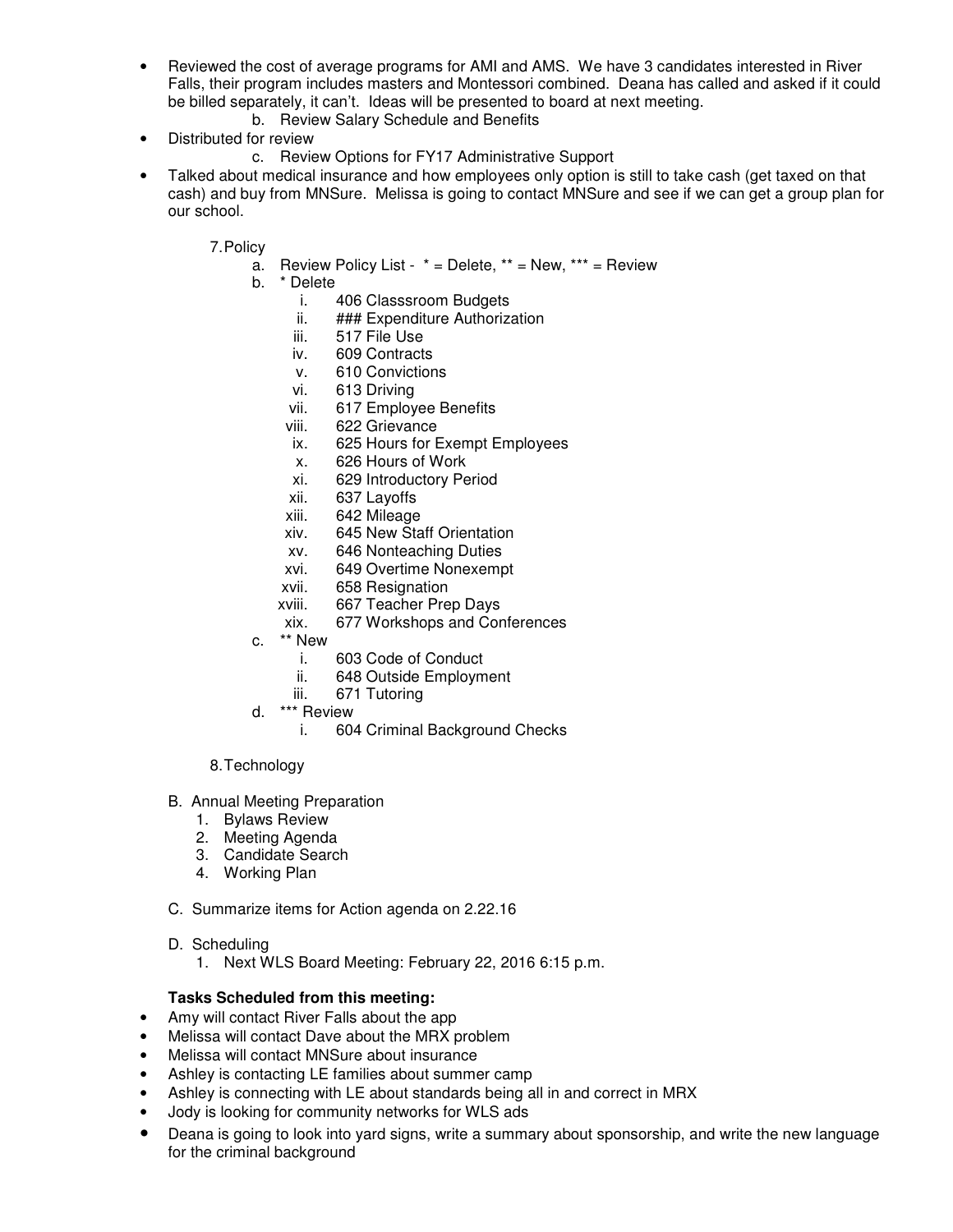- Reviewed the cost of average programs for AMI and AMS. We have 3 candidates interested in River Falls, their program includes masters and Montessori combined. Deana has called and asked if it could be billed separately, it can't. Ideas will be presented to board at next meeting.
  - b. Review Salary Schedule and Benefits
- Distributed for review
  - c. Review Options for FY17 Administrative Support
- Talked about medical insurance and how employees only option is still to take cash (get taxed on that cash) and buy from MNSure. Melissa is going to contact MNSure and see if we can get a group plan for our school.

7. Policy
   - a. Review Policy List - * = Delete, ** = New, *** = Review
   - b. * Delete
     - i. 406 Classsroom Budgets
     - ii. ### Expenditure Authorization
     - iii. 517 File Use
     - iv. 609 Contracts
     - v. 610 Convictions
     - vi. 613 Driving
     - vii. 617 Employee Benefits
     - viii. 622 Grievance
     - ix. 625 Hours for Exempt Employees
     - x. 626 Hours of Work
     - xi. 629 Introductory Period
     - xii. 637 Layoffs
     - xiii. 642 Mileage
     - xiv. 645 New Staff Orientation
     - xv. 646 Nonteaching Duties
     - xvi. 649 Overtime Nonexempt
     - xvii. 658 Resignation
     - xviii. 667 Teacher Prep Days
     - xix. 677 Workshops and Conferences
   - c. ** New
     - i. 603 Code of Conduct
     - ii. 648 Outside Employment
     - iii. 671 Tutoring
   - d. *** Review
     - i. 604 Criminal Background Checks

8. Technology

B. Annual Meeting Preparation
   1. Bylaws Review
   2. Meeting Agenda
   3. Candidate Search
   4. Working Plan

C. Summarize items for Action agenda on 2.22.16

D. Scheduling
   1. Next WLS Board Meeting: February 22, 2016 6:15 p.m.

**Tasks Scheduled from this meeting:**

- Amy will contact River Falls about the app
- Melissa will contact Dave about the MRX problem
- Melissa will contact MNSure about insurance
- Ashley is contacting LE families about summer camp
- Ashley is connecting with LE about standards being all in and correct in MRX
- Jody is looking for community networks for WLS ads
- Deana is going to look into yard signs, write a summary about sponsorship, and write the new language for the criminal background